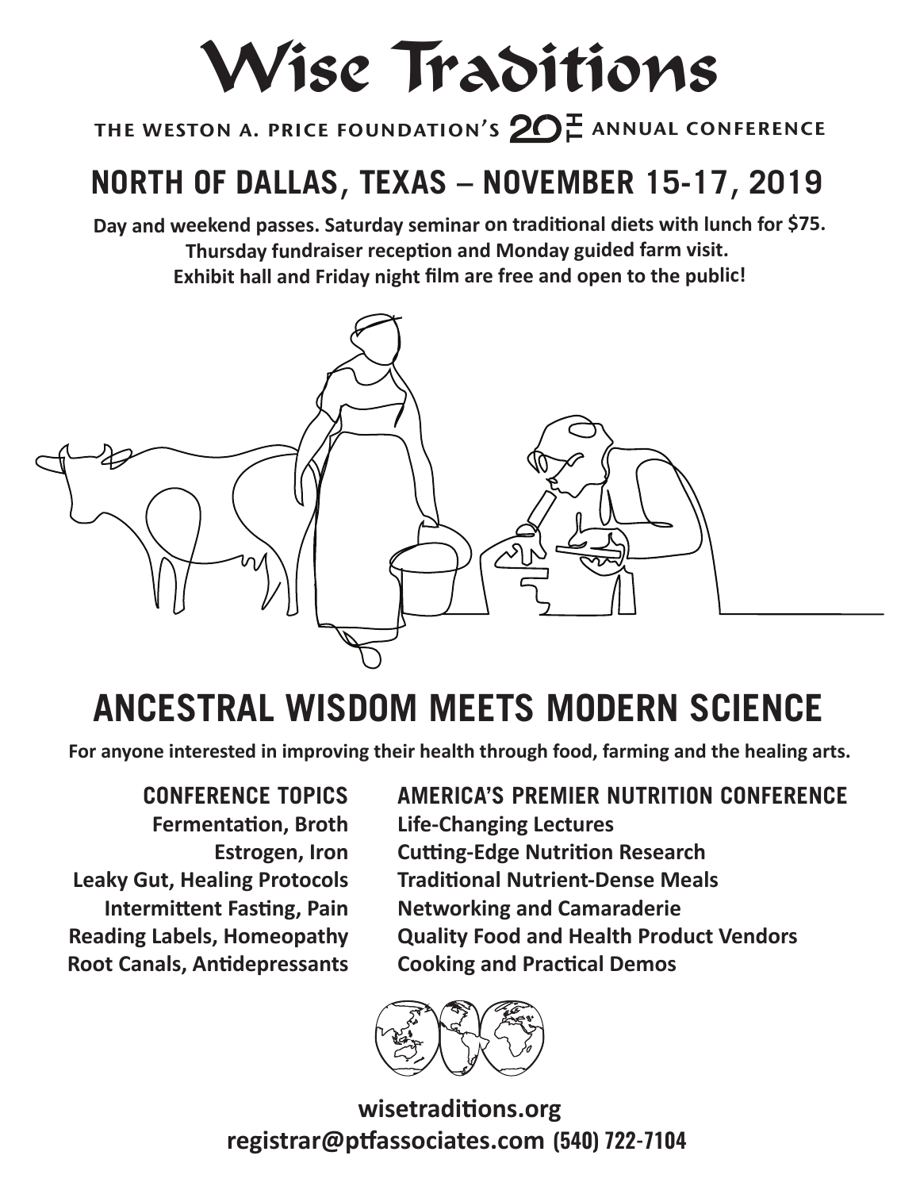# Wise Traditions

THE WESTON A. PRICE FOUNDATION'S 20TH ANNUAL CONFERENCE

## NORTH OF DALLAS, TEXAS – NOVEMBER 15-17, 2019

**Day and weekend passes. Saturday seminar on traditional diets with lunch for $75.**
**Thursday fundraiser reception and Monday guided farm visit.**
**Exhibit hall and Friday night film are free and open to the public!**

## ANCESTRAL WISDOM MEETS MODERN SCIENCE

**For anyone interested in improving their health through food, farming and the healing arts.**

### CONFERENCE TOPICS

**Fermentation, Broth**
**Estrogen, Iron**
**Leaky Gut, Healing Protocols**
**Intermittent Fasting, Pain**
**Reading Labels, Homeopathy**
**Root Canals, Antidepressants**

### AMERICA'S PREMIER NUTRITION CONFERENCE

**Life-Changing Lectures**
**Cutting-Edge Nutrition Research**
**Traditional Nutrient-Dense Meals**
**Networking and Camaraderie**
**Quality Food and Health Product Vendors**
**Cooking and Practical Demos**

**wisetraditions.org**
**registrar@ptfassociates.com (540) 722-7104**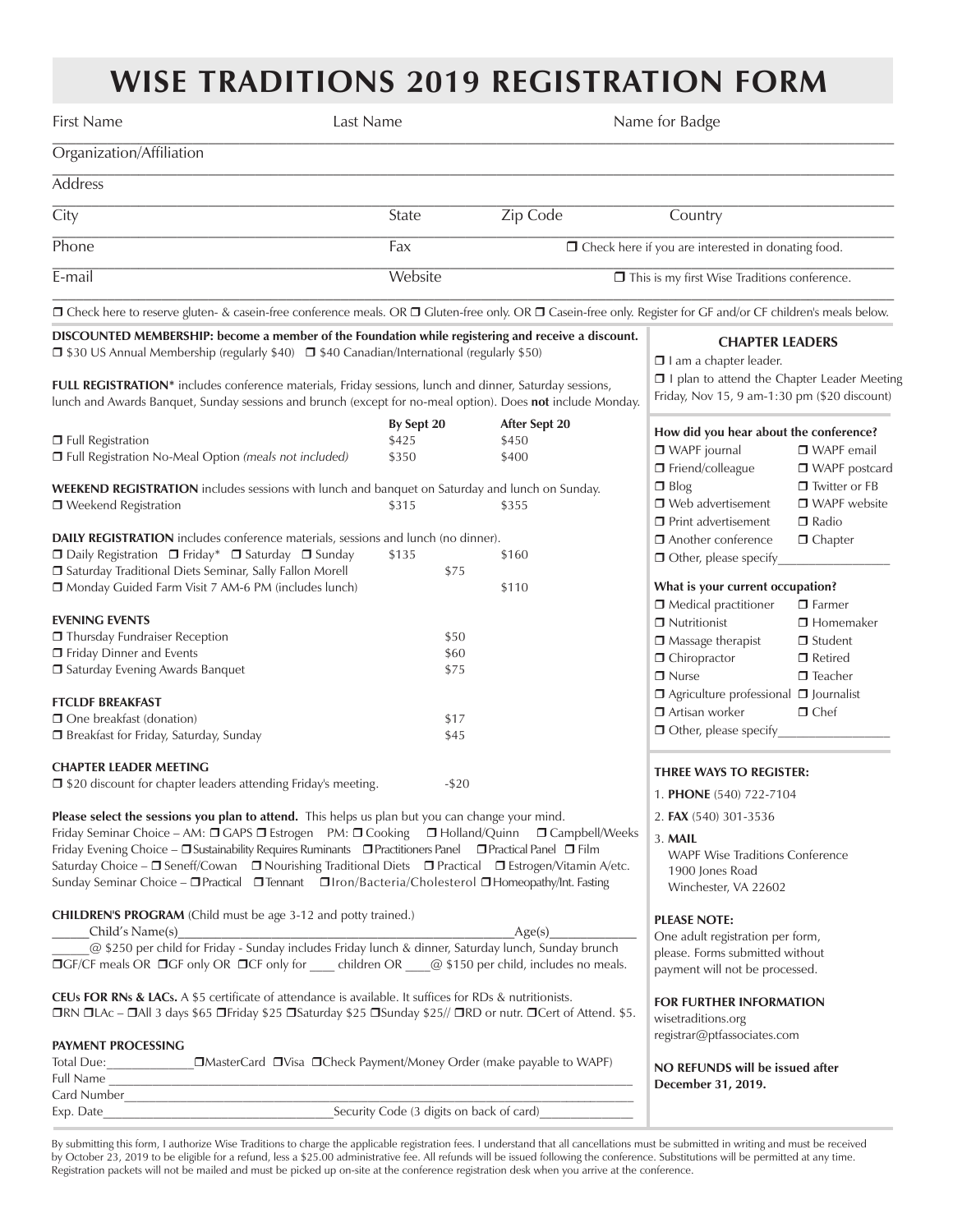# WISE TRADITIONS 2019 REGISTRATION FORM

First Name ______ Last Name ______ Name for Badge ______

Organization/Affiliation ______

Address ______

City ______ State ______ Zip Code ______ Country ______

Phone ______ Fax ______ ❒ Check here if you are interested in donating food.

E-mail ______ Website ______ ❒ This is my first Wise Traditions conference.

❒ Check here to reserve gluten- & casein-free conference meals. OR ❒ Gluten-free only. OR ❒ Casein-free only. Register for GF and/or CF children's meals below.

**DISCOUNTED MEMBERSHIP: become a member of the Foundation while registering and receive a discount.**
❒ $30 US Annual Membership (regularly $40) ❒ $40 Canadian/International (regularly $50)

**FULL REGISTRATION*** includes conference materials, Friday sessions, lunch and dinner, Saturday sessions, lunch and Awards Banquet, Sunday sessions and brunch (except for no-meal option). Does **not** include Monday.

| | By Sept 20 | After Sept 20 |
|---|---|---|
| ❒ Full Registration | $425 | $450 |
| ❒ Full Registration No-Meal Option *(meals not included)* | $350 | $400 |

**WEEKEND REGISTRATION** includes sessions with lunch and banquet on Saturday and lunch on Sunday.

| | | |
|---|---|---|
| ❒ Weekend Registration | $315 | $355 |

**DAILY REGISTRATION** includes conference materials, sessions and lunch (no dinner).

| | | |
|---|---|---|
| ❒ Daily Registration ❒ Friday* ❒ Saturday ❒ Sunday | $135 | $160 |
| ❒ Saturday Traditional Diets Seminar, Sally Fallon Morell | $75 | |
| ❒ Monday Guided Farm Visit 7 AM-6 PM (includes lunch) | | $110 |

**EVENING EVENTS**

| | |
|---|---|
| ❒ Thursday Fundraiser Reception | $50 |
| ❒ Friday Dinner and Events | $60 |
| ❒ Saturday Evening Awards Banquet | $75 |

**FTCLDF BREAKFAST**

| | |
|---|---|
| ❒ One breakfast (donation) | $17 |
| ❒ Breakfast for Friday, Saturday, Sunday | $45 |

**CHAPTER LEADER MEETING**

| | |
|---|---|
| ❒ $20 discount for chapter leaders attending Friday's meeting. | -$20 |

**Please select the sessions you plan to attend.** This helps us plan but you can change your mind.
Friday Seminar Choice – AM: ❒ GAPS ❒ Estrogen PM: ❒ Cooking ❒ Holland/Quinn ❒ Campbell/Weeks
Friday Evening Choice – ❒ Sustainability Requires Ruminants ❒ Practitioners Panel ❒ Practical Panel ❒ Film
Saturday Choice – ❒ Seneff/Cowan ❒ Nourishing Traditional Diets ❒ Practical ❒ Estrogen/Vitamin A/etc.
Sunday Seminar Choice – ❒ Practical ❒ Tennant ❒ Iron/Bacteria/Cholesterol ❒ Homeopathy/Int. Fasting

**CHILDREN'S PROGRAM** (Child must be age 3-12 and potty trained.)
______Child's Name(s)______ Age(s)______
______@ $250 per child for Friday - Sunday includes Friday lunch & dinner, Saturday lunch, Sunday brunch
❒GF/CF meals OR ❒GF only OR ❒CF only for ____ children OR ____@ $150 per child, includes no meals.

**CEUs FOR RNs & LACs.** A $5 certificate of attendance is available. It suffices for RDs & nutritionists.
❒RN ❒LAc – ❒All 3 days $65 ❒Friday $25 ❒Saturday $25 ❒Sunday $25// ❒RD or nutr. ❒Cert of Attend. $5.

**PAYMENT PROCESSING**
Total Due:______ ❒MasterCard ❒Visa ❒Check Payment/Money Order (make payable to WAPF)
Full Name ______
Card Number ______
Exp. Date ______ Security Code (3 digits on back of card) ______

### CHAPTER LEADERS

❒ I am a chapter leader.
❒ I plan to attend the Chapter Leader Meeting Friday, Nov 15, 9 am-1:30 pm ($20 discount)

**How did you hear about the conference?**
❒ WAPF journal ❒ WAPF email
❒ Friend/colleague ❒ WAPF postcard
❒ Blog ❒ Twitter or FB
❒ Web advertisement ❒ WAPF website
❒ Print advertisement ❒ Radio
❒ Another conference ❒ Chapter
❒ Other, please specify______

**What is your current occupation?**
❒ Medical practitioner ❒ Farmer
❒ Nutritionist ❒ Homemaker
❒ Massage therapist ❒ Student
❒ Chiropractor ❒ Retired
❒ Nurse ❒ Teacher
❒ Agriculture professional ❒ Journalist
❒ Artisan worker ❒ Chef
❒ Other, please specify______

**THREE WAYS TO REGISTER:**

1. **PHONE** (540) 722-7104
2. **FAX** (540) 301-3536
3. **MAIL**
   WAPF Wise Traditions Conference
   1900 Jones Road
   Winchester, VA 22602

**PLEASE NOTE:**
One adult registration per form, please. Forms submitted without payment will not be processed.

**FOR FURTHER INFORMATION**
wisetraditions.org
registrar@ptfassociates.com

**NO REFUNDS will be issued after December 31, 2019.**

By submitting this form, I authorize Wise Traditions to charge the applicable registration fees. I understand that all cancellations must be submitted in writing and must be received by October 23, 2019 to be eligible for a refund, less a $25.00 administrative fee. All refunds will be issued following the conference. Substitutions will be permitted at any time. Registration packets will not be mailed and must be picked up on-site at the conference registration desk when you arrive at the conference.